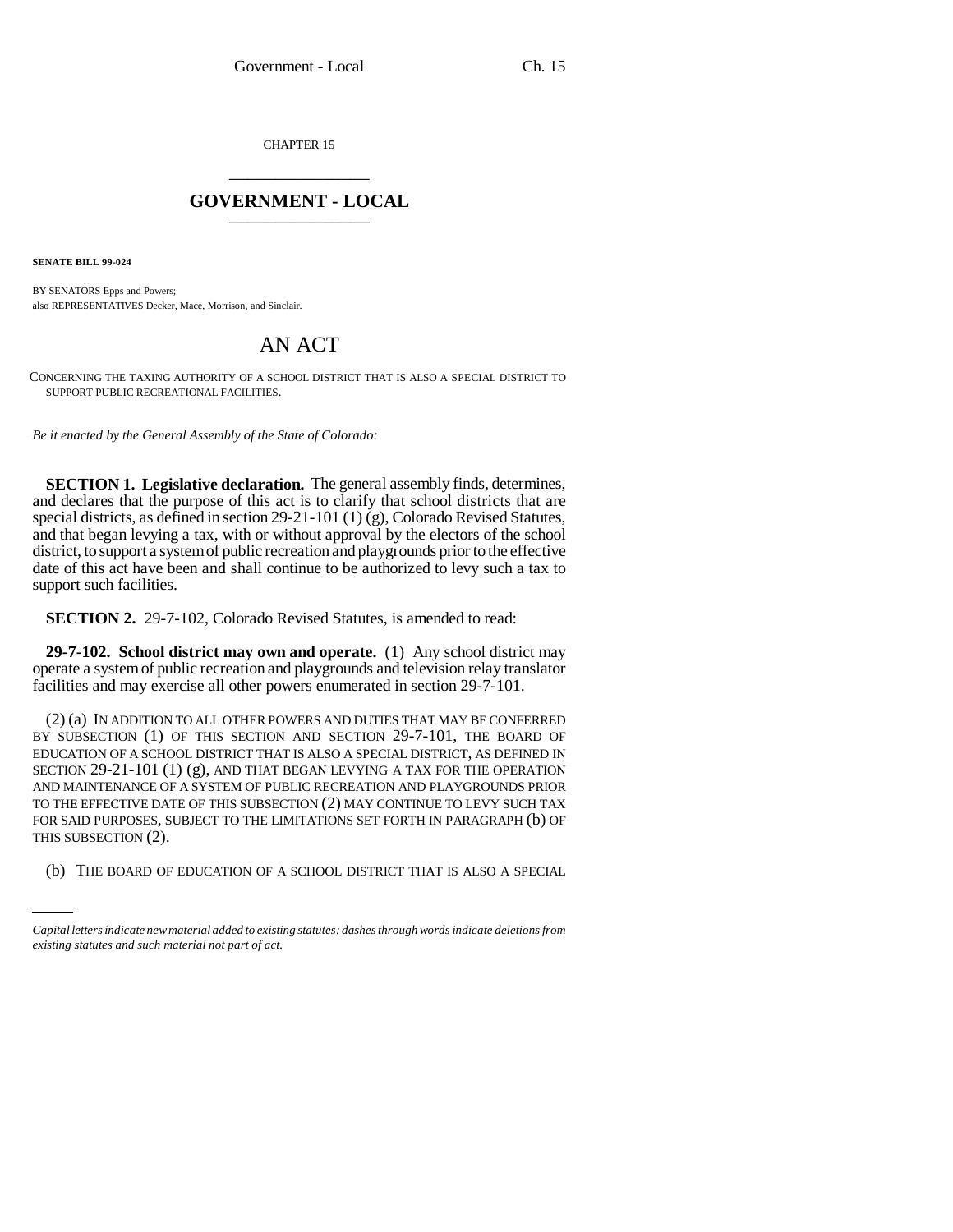CHAPTER 15

# GOVERNMENT - LOCAL

**SENATE BILL 99-024**

BY SENATORS Epps and Powers;
also REPRESENTATIVES Decker, Mace, Morrison, and Sinclair.

# AN ACT

CONCERNING THE TAXING AUTHORITY OF A SCHOOL DISTRICT THAT IS ALSO A SPECIAL DISTRICT TO SUPPORT PUBLIC RECREATIONAL FACILITIES.

*Be it enacted by the General Assembly of the State of Colorado:*

**SECTION 1. Legislative declaration.** The general assembly finds, determines, and declares that the purpose of this act is to clarify that school districts that are special districts, as defined in section 29-21-101 (1) (g), Colorado Revised Statutes, and that began levying a tax, with or without approval by the electors of the school district, to support a system of public recreation and playgrounds prior to the effective date of this act have been and shall continue to be authorized to levy such a tax to support such facilities.

**SECTION 2.** 29-7-102, Colorado Revised Statutes, is amended to read:

**29-7-102. School district may own and operate.** (1) Any school district may operate a system of public recreation and playgrounds and television relay translator facilities and may exercise all other powers enumerated in section 29-7-101.

(2) (a) IN ADDITION TO ALL OTHER POWERS AND DUTIES THAT MAY BE CONFERRED BY SUBSECTION (1) OF THIS SECTION AND SECTION 29-7-101, THE BOARD OF EDUCATION OF A SCHOOL DISTRICT THAT IS ALSO A SPECIAL DISTRICT, AS DEFINED IN SECTION 29-21-101 (1) (g), AND THAT BEGAN LEVYING A TAX FOR THE OPERATION AND MAINTENANCE OF A SYSTEM OF PUBLIC RECREATION AND PLAYGROUNDS PRIOR TO THE EFFECTIVE DATE OF THIS SUBSECTION (2) MAY CONTINUE TO LEVY SUCH TAX FOR SAID PURPOSES, SUBJECT TO THE LIMITATIONS SET FORTH IN PARAGRAPH (b) OF THIS SUBSECTION (2).

(b) THE BOARD OF EDUCATION OF A SCHOOL DISTRICT THAT IS ALSO A SPECIAL

*Capital letters indicate new material added to existing statutes; dashes through words indicate deletions from existing statutes and such material not part of act.*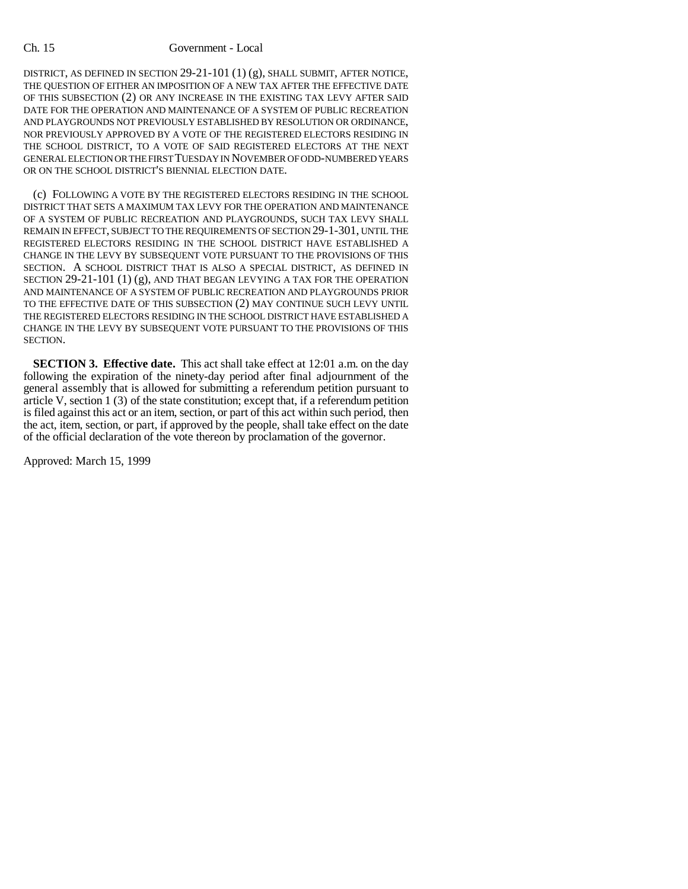DISTRICT, AS DEFINED IN SECTION 29-21-101 (1) (g), SHALL SUBMIT, AFTER NOTICE, THE QUESTION OF EITHER AN IMPOSITION OF A NEW TAX AFTER THE EFFECTIVE DATE OF THIS SUBSECTION (2) OR ANY INCREASE IN THE EXISTING TAX LEVY AFTER SAID DATE FOR THE OPERATION AND MAINTENANCE OF A SYSTEM OF PUBLIC RECREATION AND PLAYGROUNDS NOT PREVIOUSLY ESTABLISHED BY RESOLUTION OR ORDINANCE, NOR PREVIOUSLY APPROVED BY A VOTE OF THE REGISTERED ELECTORS RESIDING IN THE SCHOOL DISTRICT, TO A VOTE OF SAID REGISTERED ELECTORS AT THE NEXT GENERAL ELECTION OR THE FIRST TUESDAY IN NOVEMBER OF ODD-NUMBERED YEARS OR ON THE SCHOOL DISTRICT'S BIENNIAL ELECTION DATE.

(c) FOLLOWING A VOTE BY THE REGISTERED ELECTORS RESIDING IN THE SCHOOL DISTRICT THAT SETS A MAXIMUM TAX LEVY FOR THE OPERATION AND MAINTENANCE OF A SYSTEM OF PUBLIC RECREATION AND PLAYGROUNDS, SUCH TAX LEVY SHALL REMAIN IN EFFECT, SUBJECT TO THE REQUIREMENTS OF SECTION 29-1-301, UNTIL THE REGISTERED ELECTORS RESIDING IN THE SCHOOL DISTRICT HAVE ESTABLISHED A CHANGE IN THE LEVY BY SUBSEQUENT VOTE PURSUANT TO THE PROVISIONS OF THIS SECTION. A SCHOOL DISTRICT THAT IS ALSO A SPECIAL DISTRICT, AS DEFINED IN SECTION 29-21-101 (1) (g), AND THAT BEGAN LEVYING A TAX FOR THE OPERATION AND MAINTENANCE OF A SYSTEM OF PUBLIC RECREATION AND PLAYGROUNDS PRIOR TO THE EFFECTIVE DATE OF THIS SUBSECTION (2) MAY CONTINUE SUCH LEVY UNTIL THE REGISTERED ELECTORS RESIDING IN THE SCHOOL DISTRICT HAVE ESTABLISHED A CHANGE IN THE LEVY BY SUBSEQUENT VOTE PURSUANT TO THE PROVISIONS OF THIS SECTION.

**SECTION 3. Effective date.** This act shall take effect at 12:01 a.m. on the day following the expiration of the ninety-day period after final adjournment of the general assembly that is allowed for submitting a referendum petition pursuant to article V, section 1 (3) of the state constitution; except that, if a referendum petition is filed against this act or an item, section, or part of this act within such period, then the act, item, section, or part, if approved by the people, shall take effect on the date of the official declaration of the vote thereon by proclamation of the governor.

Approved: March 15, 1999